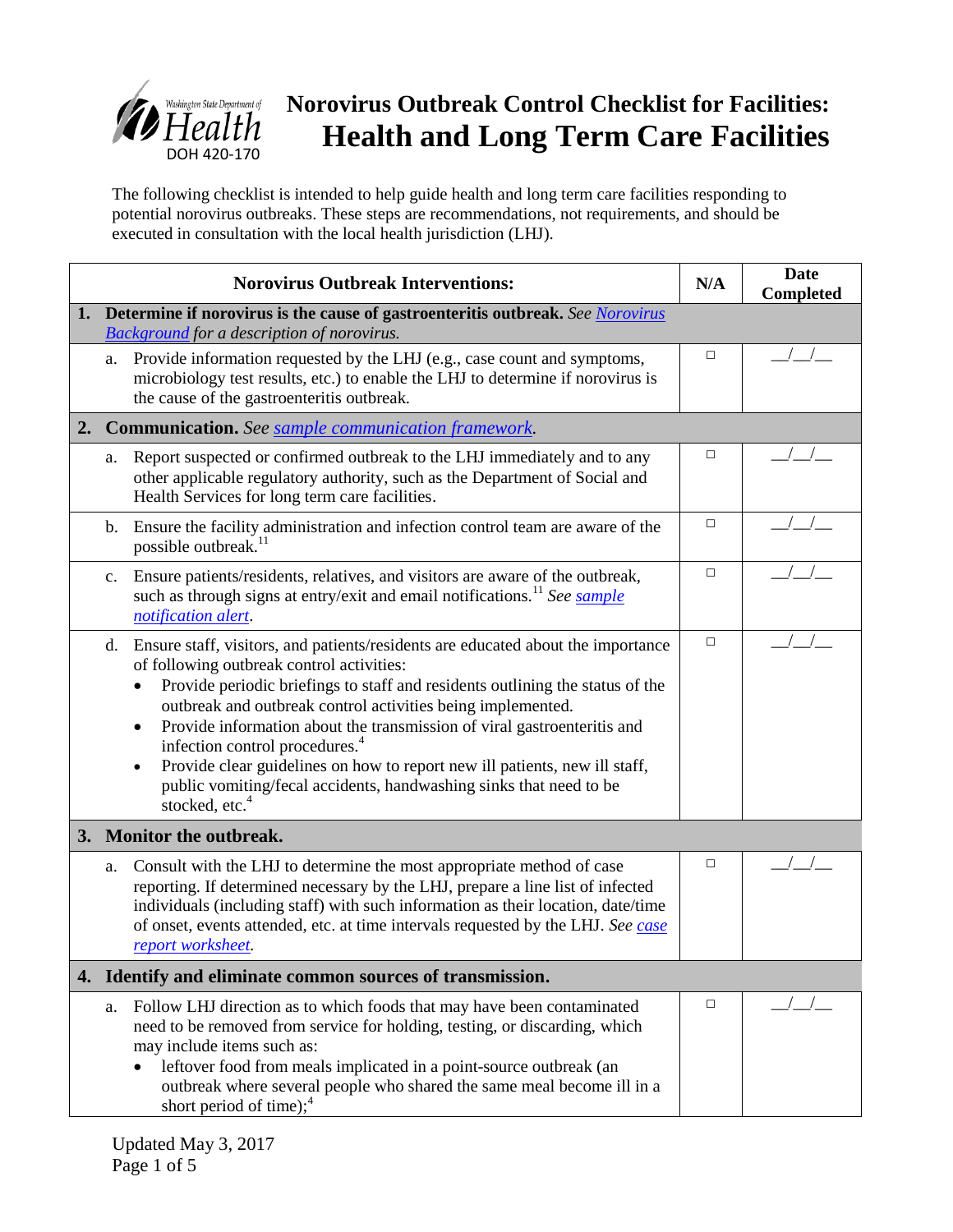Washington State Department of Health
DOH 420-170

# Norovirus Outbreak Control Checklist for Facilities: Health and Long Term Care Facilities

The following checklist is intended to help guide health and long term care facilities responding to potential norovirus outbreaks. These steps are recommendations, not requirements, and should be executed in consultation with the local health jurisdiction (LHJ).

| Norovirus Outbreak Interventions: | N/A | Date Completed |
|---|---|---|
| **1. Determine if norovirus is the cause of gastroenteritis outbreak.** *See Norovirus Background for a description of norovirus.* | | |
| a. Provide information requested by the LHJ (e.g., case count and symptoms, microbiology test results, etc.) to enable the LHJ to determine if norovirus is the cause of the gastroenteritis outbreak. | □ | \_\_/\_\_/\_\_ |
| **2. Communication.** *See sample communication framework.* | | |
| a. Report suspected or confirmed outbreak to the LHJ immediately and to any other applicable regulatory authority, such as the Department of Social and Health Services for long term care facilities. | □ | \_\_/\_\_/\_\_ |
| b. Ensure the facility administration and infection control team are aware of the possible outbreak.[11] | □ | \_\_/\_\_/\_\_ |
| c. Ensure patients/residents, relatives, and visitors are aware of the outbreak, such as through signs at entry/exit and email notifications.[11] *See sample notification alert.* | □ | \_\_/\_\_/\_\_ |
| d. Ensure staff, visitors, and patients/residents are educated about the importance of following outbreak control activities: <br>• Provide periodic briefings to staff and residents outlining the status of the outbreak and outbreak control activities being implemented. <br>• Provide information about the transmission of viral gastroenteritis and infection control procedures.[4] <br>• Provide clear guidelines on how to report new ill patients, new ill staff, public vomiting/fecal accidents, handwashing sinks that need to be stocked, etc.[4] | □ | \_\_/\_\_/\_\_ |
| **3. Monitor the outbreak.** | | |
| a. Consult with the LHJ to determine the most appropriate method of case reporting. If determined necessary by the LHJ, prepare a line list of infected individuals (including staff) with such information as their location, date/time of onset, events attended, etc. at time intervals requested by the LHJ. *See case report worksheet.* | □ | \_\_/\_\_/\_\_ |
| **4. Identify and eliminate common sources of transmission.** | | |
| a. Follow LHJ direction as to which foods that may have been contaminated need to be removed from service for holding, testing, or discarding, which may include items such as: <br>• leftover food from meals implicated in a point-source outbreak (an outbreak where several people who shared the same meal become ill in a short period of time);[4] | □ | \_\_/\_\_/\_\_ |

Updated May 3, 2017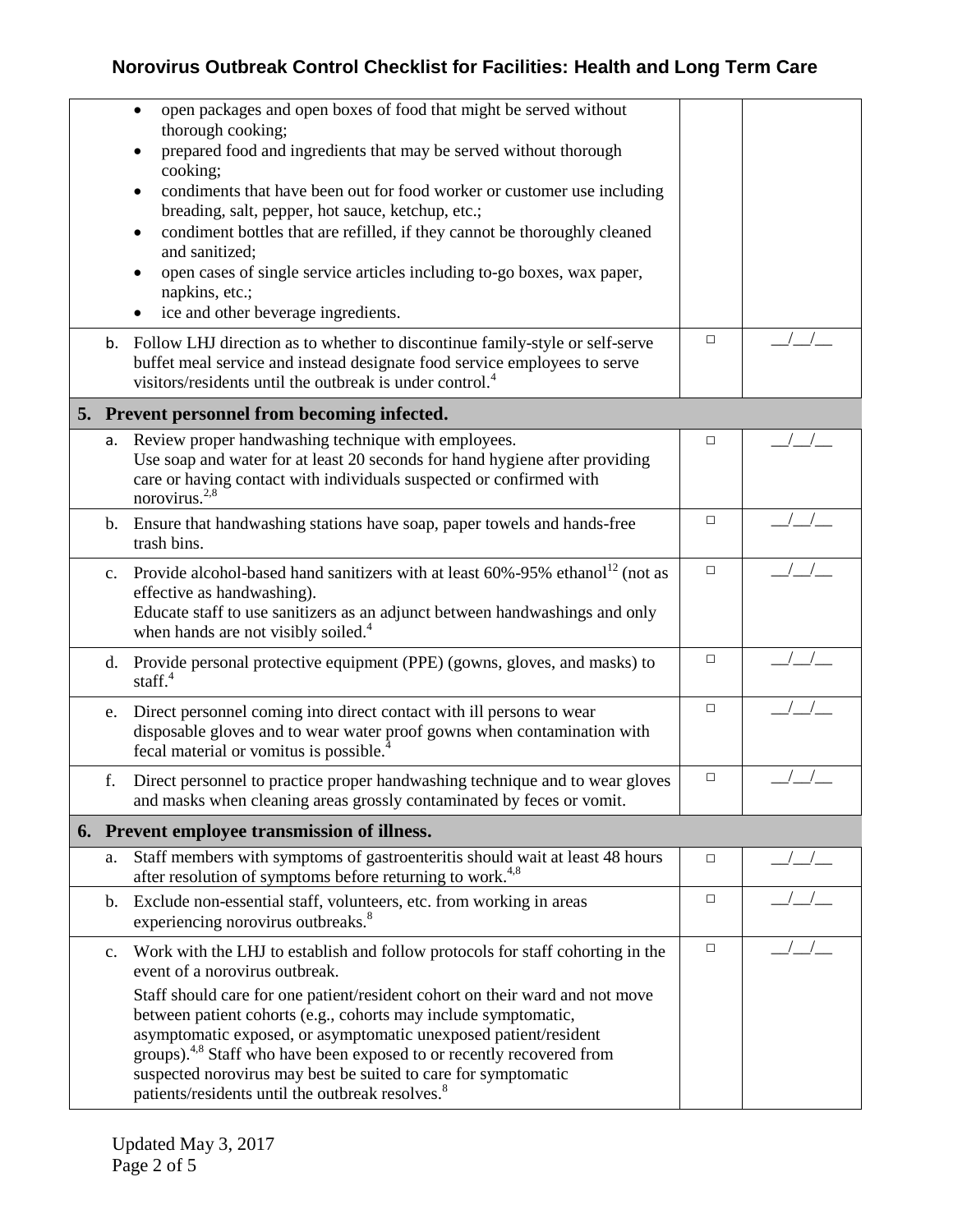| | | |
|---|---|---|
| • open packages and open boxes of food that might be served without thorough cooking;<br>• prepared food and ingredients that may be served without thorough cooking;<br>• condiments that have been out for food worker or customer use including breading, salt, pepper, hot sauce, ketchup, etc.;<br>• condiment bottles that are refilled, if they cannot be thoroughly cleaned and sanitized;<br>• open cases of single service articles including to-go boxes, wax paper, napkins, etc.;<br>• ice and other beverage ingredients. | | |
| b. Follow LHJ direction as to whether to discontinue family-style or self-serve buffet meal service and instead designate food service employees to serve visitors/residents until the outbreak is under control.[4] | □ | \_\_/\_\_/\_\_ |
| **5. Prevent personnel from becoming infected.** | | |
| a. Review proper handwashing technique with employees.<br>Use soap and water for at least 20 seconds for hand hygiene after providing care or having contact with individuals suspected or confirmed with norovirus.[2,8] | □ | \_\_/\_\_/\_\_ |
| b. Ensure that handwashing stations have soap, paper towels and hands-free trash bins. | □ | \_\_/\_\_/\_\_ |
| c. Provide alcohol-based hand sanitizers with at least 60%-95% ethanol[12] (not as effective as handwashing).<br>Educate staff to use sanitizers as an adjunct between handwashings and only when hands are not visibly soiled.[4] | □ | \_\_/\_\_/\_\_ |
| d. Provide personal protective equipment (PPE) (gowns, gloves, and masks) to staff.[4] | □ | \_\_/\_\_/\_\_ |
| e. Direct personnel coming into direct contact with ill persons to wear disposable gloves and to wear water proof gowns when contamination with fecal material or vomitus is possible.[4] | □ | \_\_/\_\_/\_\_ |
| f. Direct personnel to practice proper handwashing technique and to wear gloves and masks when cleaning areas grossly contaminated by feces or vomit. | □ | \_\_/\_\_/\_\_ |
| **6. Prevent employee transmission of illness.** | | |
| a. Staff members with symptoms of gastroenteritis should wait at least 48 hours after resolution of symptoms before returning to work.[4,8] | □ | \_\_/\_\_/\_\_ |
| b. Exclude non-essential staff, volunteers, etc. from working in areas experiencing norovirus outbreaks.[8] | □ | \_\_/\_\_/\_\_ |
| c. Work with the LHJ to establish and follow protocols for staff cohorting in the event of a norovirus outbreak.<br>Staff should care for one patient/resident cohort on their ward and not move between patient cohorts (e.g., cohorts may include symptomatic, asymptomatic exposed, or asymptomatic unexposed patient/resident groups).[4,8] Staff who have been exposed to or recently recovered from suspected norovirus may best be suited to care for symptomatic patients/residents until the outbreak resolves.[8] | □ | \_\_/\_\_/\_\_ |

Updated May 3, 2017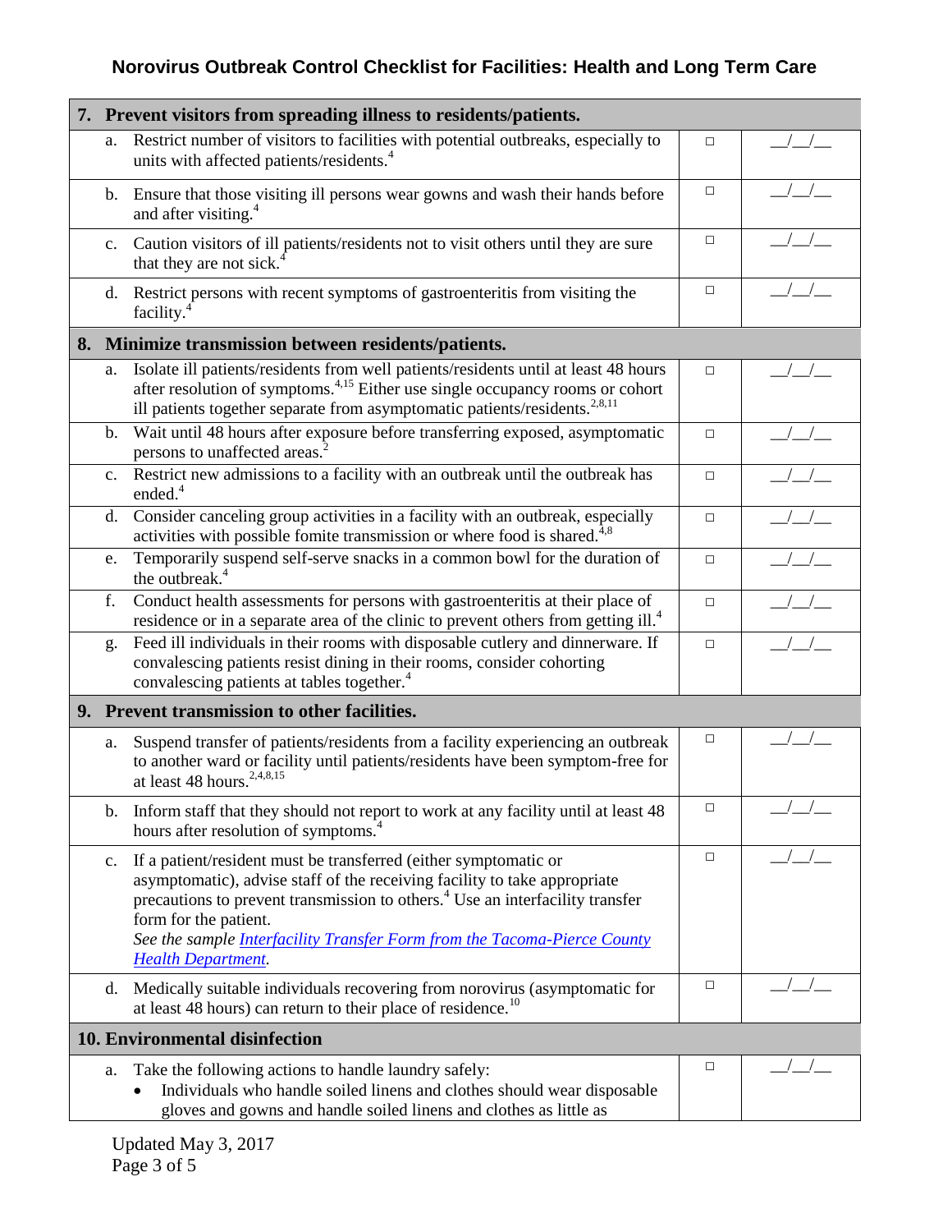| 7. Prevent visitors from spreading illness to residents/patients. | | |
|---|---|---|
| a. Restrict number of visitors to facilities with potential outbreaks, especially to units with affected patients/residents.[4] | □ | \_\_/\_\_/\_\_ |
| b. Ensure that those visiting ill persons wear gowns and wash their hands before and after visiting.[4] | □ | \_\_/\_\_/\_\_ |
| c. Caution visitors of ill patients/residents not to visit others until they are sure that they are not sick.[4] | □ | \_\_/\_\_/\_\_ |
| d. Restrict persons with recent symptoms of gastroenteritis from visiting the facility.[4] | □ | \_\_/\_\_/\_\_ |
| **8. Minimize transmission between residents/patients.** | | |
| a. Isolate ill patients/residents from well patients/residents until at least 48 hours after resolution of symptoms.[4,15] Either use single occupancy rooms or cohort ill patients together separate from asymptomatic patients/residents.[2,8,11] | □ | \_\_/\_\_/\_\_ |
| b. Wait until 48 hours after exposure before transferring exposed, asymptomatic persons to unaffected areas.[2] | □ | \_\_/\_\_/\_\_ |
| c. Restrict new admissions to a facility with an outbreak until the outbreak has ended.[4] | □ | \_\_/\_\_/\_\_ |
| d. Consider canceling group activities in a facility with an outbreak, especially activities with possible fomite transmission or where food is shared.[4,8] | □ | \_\_/\_\_/\_\_ |
| e. Temporarily suspend self-serve snacks in a common bowl for the duration of the outbreak.[4] | □ | \_\_/\_\_/\_\_ |
| f. Conduct health assessments for persons with gastroenteritis at their place of residence or in a separate area of the clinic to prevent others from getting ill.[4] | □ | \_\_/\_\_/\_\_ |
| g. Feed ill individuals in their rooms with disposable cutlery and dinnerware. If convalescing patients resist dining in their rooms, consider cohorting convalescing patients at tables together.[4] | □ | \_\_/\_\_/\_\_ |
| **9. Prevent transmission to other facilities.** | | |
| a. Suspend transfer of patients/residents from a facility experiencing an outbreak to another ward or facility until patients/residents have been symptom-free for at least 48 hours.[2,4,8,15] | □ | \_\_/\_\_/\_\_ |
| b. Inform staff that they should not report to work at any facility until at least 48 hours after resolution of symptoms.[4] | □ | \_\_/\_\_/\_\_ |
| c. If a patient/resident must be transferred (either symptomatic or asymptomatic), advise staff of the receiving facility to take appropriate precautions to prevent transmission to others.[4] Use an interfacility transfer form for the patient. *See the sample Interfacility Transfer Form from the Tacoma-Pierce County Health Department.* | □ | \_\_/\_\_/\_\_ |
| d. Medically suitable individuals recovering from norovirus (asymptomatic for at least 48 hours) can return to their place of residence.[10] | □ | \_\_/\_\_/\_\_ |
| **10. Environmental disinfection** | | |
| a. Take the following actions to handle laundry safely: <br>• Individuals who handle soiled linens and clothes should wear disposable gloves and gowns and handle soiled linens and clothes as little as | □ | \_\_/\_\_/\_\_ |

Updated May 3, 2017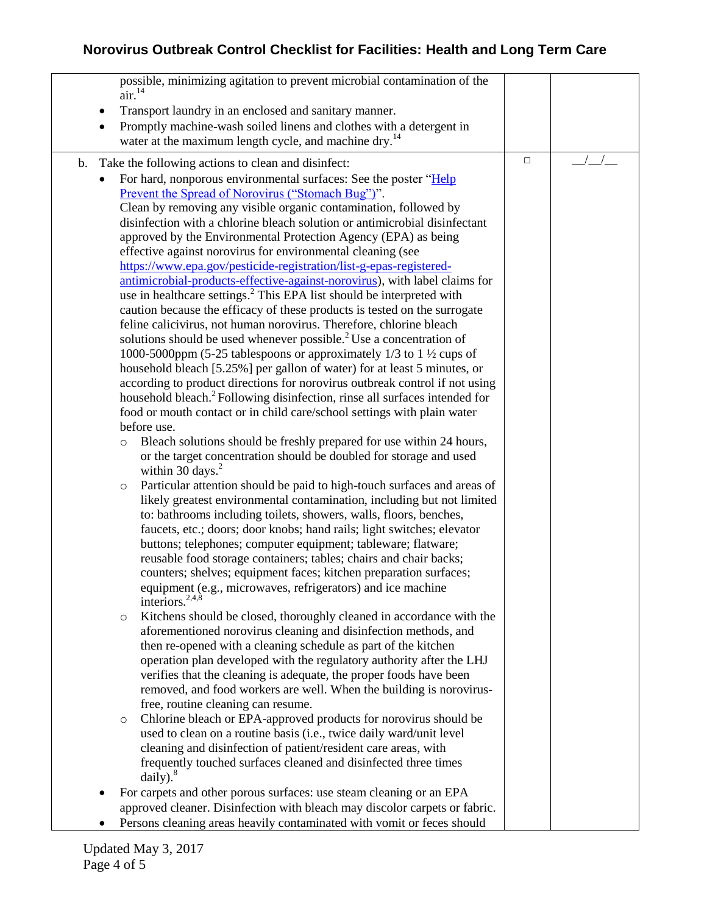| | | |
|---|---|---|
| possible, minimizing agitation to prevent microbial contamination of the air.[14]<br>• Transport laundry in an enclosed and sanitary manner.<br>• Promptly machine-wash soiled linens and clothes with a detergent in water at the maximum length cycle, and machine dry.[14] | | |
| b. Take the following actions to clean and disinfect:<br>• For hard, nonporous environmental surfaces: See the poster "[Help Prevent the Spread of Norovirus ("Stomach Bug")]()".<br>Clean by removing any visible organic contamination, followed by disinfection with a chlorine bleach solution or antimicrobial disinfectant approved by the Environmental Protection Agency (EPA) as being effective against norovirus for environmental cleaning (see https://www.epa.gov/pesticide-registration/list-g-epas-registered-antimicrobial-products-effective-against-norovirus), with label claims for use in healthcare settings.[2] This EPA list should be interpreted with caution because the efficacy of these products is tested on the surrogate feline calicivirus, not human norovirus. Therefore, chlorine bleach solutions should be used whenever possible.[2] Use a concentration of 1000-5000ppm (5-25 tablespoons or approximately 1/3 to 1 ½ cups of household bleach [5.25%] per gallon of water) for at least 5 minutes, or according to product directions for norovirus outbreak control if not using household bleach.[2] Following disinfection, rinse all surfaces intended for food or mouth contact or in child care/school settings with plain water before use.<br>  ○ Bleach solutions should be freshly prepared for use within 24 hours, or the target concentration should be doubled for storage and used within 30 days.[2]<br>  ○ Particular attention should be paid to high-touch surfaces and areas of likely greatest environmental contamination, including but not limited to: bathrooms including toilets, showers, walls, floors, benches, faucets, etc.; doors; door knobs; hand rails; light switches; elevator buttons; telephones; computer equipment; tableware; flatware; reusable food storage containers; tables; chairs and chair backs; counters; shelves; equipment faces; kitchen preparation surfaces; equipment (e.g., microwaves, refrigerators) and ice machine interiors.[2,4,8]<br>  ○ Kitchens should be closed, thoroughly cleaned in accordance with the aforementioned norovirus cleaning and disinfection methods, and then re-opened with a cleaning schedule as part of the kitchen operation plan developed with the regulatory authority after the LHJ verifies that the cleaning is adequate, the proper foods have been removed, and food workers are well. When the building is norovirus-free, routine cleaning can resume.<br>  ○ Chlorine bleach or EPA-approved products for norovirus should be used to clean on a routine basis (i.e., twice daily ward/unit level cleaning and disinfection of patient/resident care areas, with frequently touched surfaces cleaned and disinfected three times daily).[8]<br>• For carpets and other porous surfaces: use steam cleaning or an EPA approved cleaner. Disinfection with bleach may discolor carpets or fabric.<br>• Persons cleaning areas heavily contaminated with vomit or feces should | □ | \_\_/\_\_/\_\_ |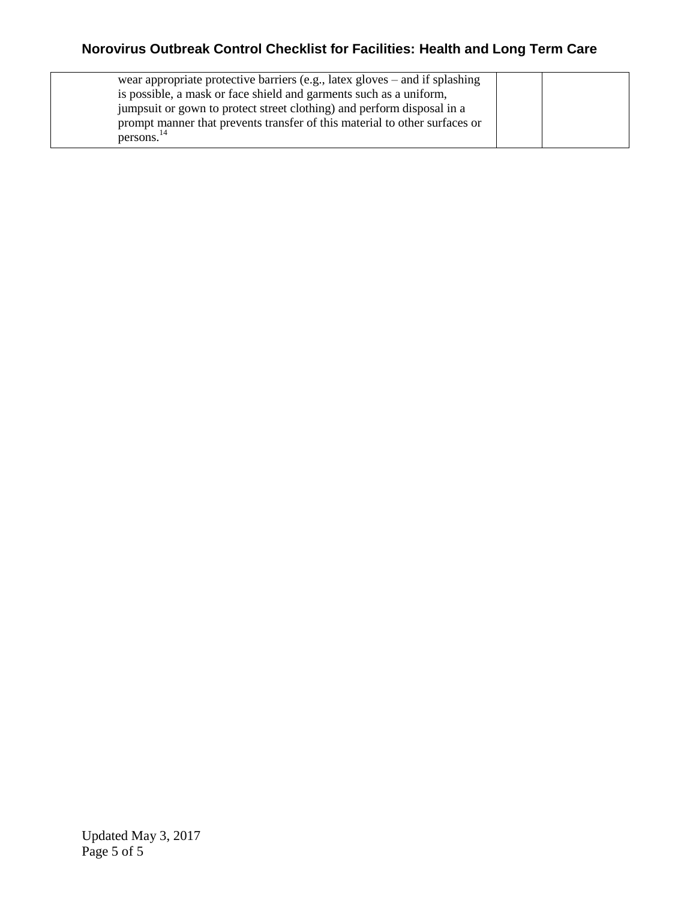| | | |
|---|---|---|
| wear appropriate protective barriers (e.g., latex gloves – and if splashing is possible, a mask or face shield and garments such as a uniform, jumpsuit or gown to protect street clothing) and perform disposal in a prompt manner that prevents transfer of this material to other surfaces or persons.[14] | | |